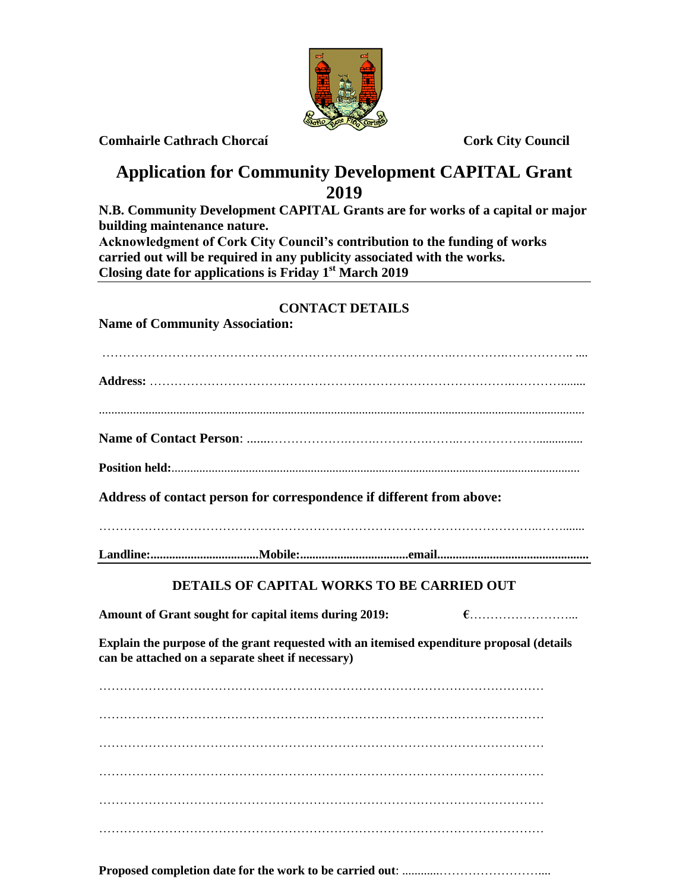**Comhairle Cathrach Chorcaí** **Cork City Council**

# Application for Community Development CAPITAL Grant 2019

**N.B. Community Development CAPITAL Grants are for works of a capital or major building maintenance nature.**

**Acknowledgment of Cork City Council's contribution to the funding of works carried out will be required in any publicity associated with the works.**

**Closing date for applications is Friday 1st March 2019**

---

## CONTACT DETAILS

**Name of Community Association:**

……………………………………………………………………………………………………..

**Address:** ……………………………………………………………………………………………

……………………………………………………………………………………………………..

**Name of Contact Person**: ……………………………………………………………………

**Position held:**……………………………………………………………………………………

**Address of contact person for correspondence if different from above:**

……………………………………………………………………………………………………..

**Landline:................................Mobile:................................email...........................................**

---

## DETAILS OF CAPITAL WORKS TO BE CARRIED OUT

**Amount of Grant sought for capital items during 2019:** **€**……………………...

**Explain the purpose of the grant requested with an itemised expenditure proposal (details can be attached on a separate sheet if necessary)**

……………………………………………………………………………………………………

……………………………………………………………………………………………………

……………………………………………………………………………………………………

……………………………………………………………………………………………………

……………………………………………………………………………………………………

……………………………………………………………………………………………………

**Proposed completion date for the work to be carried out**: ……………………………….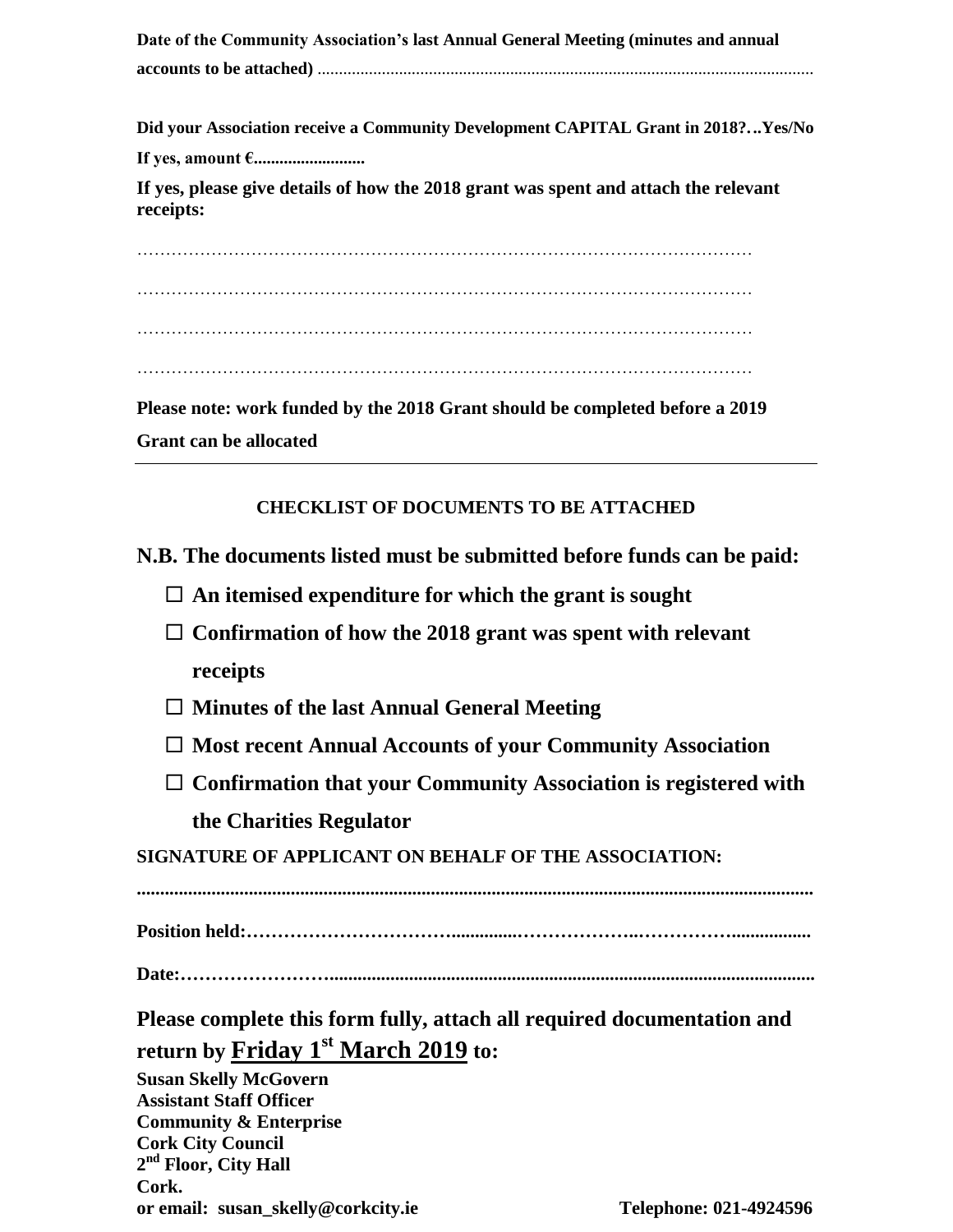**Date of the Community Association's last Annual General Meeting (minutes and annual accounts to be attached)** ..................................................................................................................

**Did your Association receive a Community Development CAPITAL Grant in 2018?...Yes/No**

**If yes, amount €.........................**

**If yes, please give details of how the 2018 grant was spent and attach the relevant receipts:**

…………………………………………………………………………………………

…………………………………………………………………………………………

…………………………………………………………………………………………

…………………………………………………………………………………………

**Please note: work funded by the 2018 Grant should be completed before a 2019 Grant can be allocated**

---

**CHECKLIST OF DOCUMENTS TO BE ATTACHED**

**N.B. The documents listed must be submitted before funds can be paid:**

- ☐ **An itemised expenditure for which the grant is sought**
- ☐ **Confirmation of how the 2018 grant was spent with relevant receipts**
- ☐ **Minutes of the last Annual General Meeting**
- ☐ **Most recent Annual Accounts of your Community Association**
- ☐ **Confirmation that your Community Association is registered with the Charities Regulator**

**SIGNATURE OF APPLICANT ON BEHALF OF THE ASSOCIATION:**

**...............................................................................................................................................**

**Position held:……………………………............……………..…………….................**

**Date:…………………….........................................................................................................**

**Please complete this form fully, attach all required documentation and return by <u>Friday 1st March 2019</u> to:**

**Susan Skelly McGovern**
**Assistant Staff Officer**
**Community & Enterprise**
**Cork City Council**
**2nd Floor, City Hall**
**Cork.**
**or email: susan_skelly@corkcity.ie** **Telephone: 021-4924596**